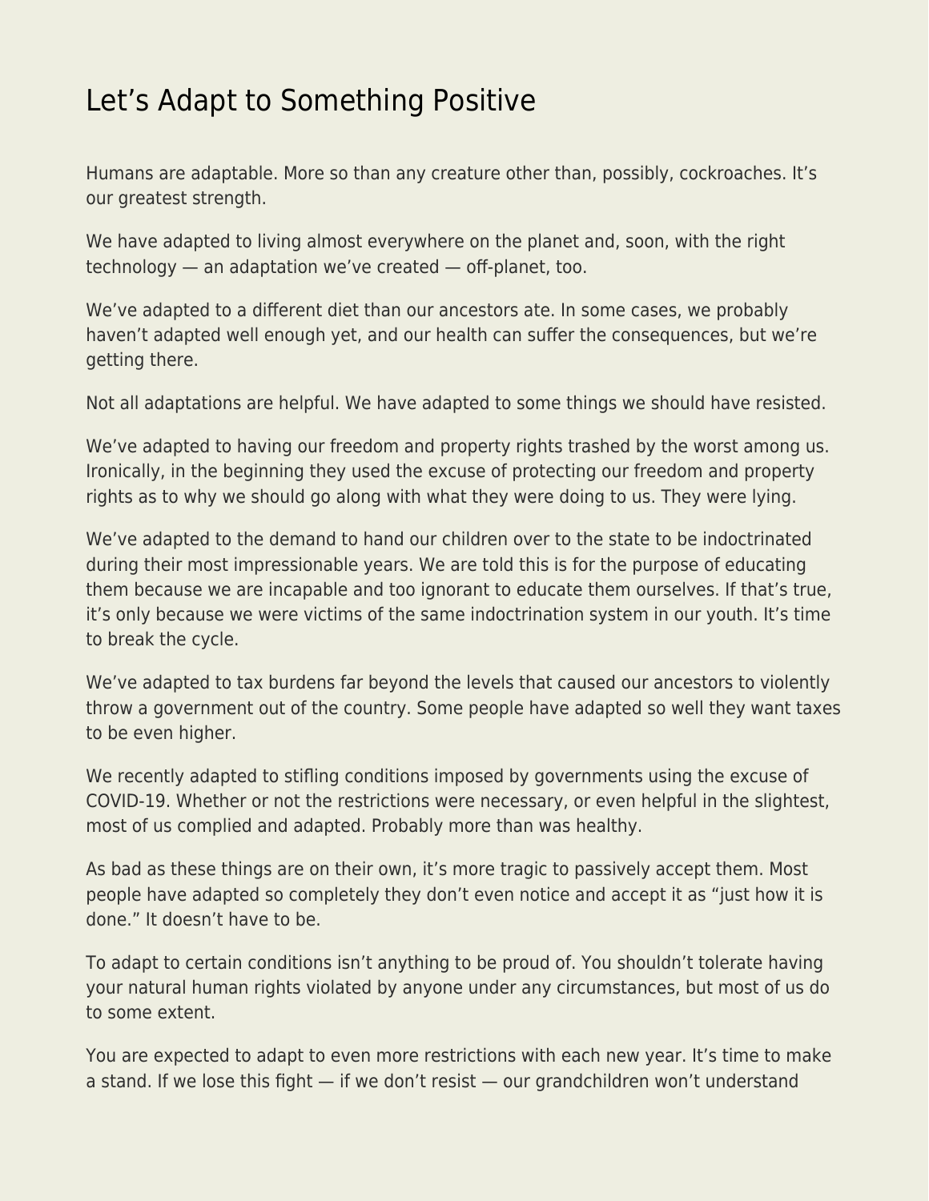# Let's Adapt to Something Positive

Humans are adaptable. More so than any creature other than, possibly, cockroaches. It's our greatest strength.

We have adapted to living almost everywhere on the planet and, soon, with the right technology — an adaptation we've created — off-planet, too.

We've adapted to a different diet than our ancestors ate. In some cases, we probably haven't adapted well enough yet, and our health can suffer the consequences, but we're getting there.

Not all adaptations are helpful. We have adapted to some things we should have resisted.

We've adapted to having our freedom and property rights trashed by the worst among us. Ironically, in the beginning they used the excuse of protecting our freedom and property rights as to why we should go along with what they were doing to us. They were lying.

We've adapted to the demand to hand our children over to the state to be indoctrinated during their most impressionable years. We are told this is for the purpose of educating them because we are incapable and too ignorant to educate them ourselves. If that's true, it's only because we were victims of the same indoctrination system in our youth. It's time to break the cycle.

We've adapted to tax burdens far beyond the levels that caused our ancestors to violently throw a government out of the country. Some people have adapted so well they want taxes to be even higher.

We recently adapted to stifling conditions imposed by governments using the excuse of COVID-19. Whether or not the restrictions were necessary, or even helpful in the slightest, most of us complied and adapted. Probably more than was healthy.

As bad as these things are on their own, it's more tragic to passively accept them. Most people have adapted so completely they don't even notice and accept it as "just how it is done." It doesn't have to be.

To adapt to certain conditions isn't anything to be proud of. You shouldn't tolerate having your natural human rights violated by anyone under any circumstances, but most of us do to some extent.

You are expected to adapt to even more restrictions with each new year. It's time to make a stand. If we lose this fight — if we don't resist — our grandchildren won't understand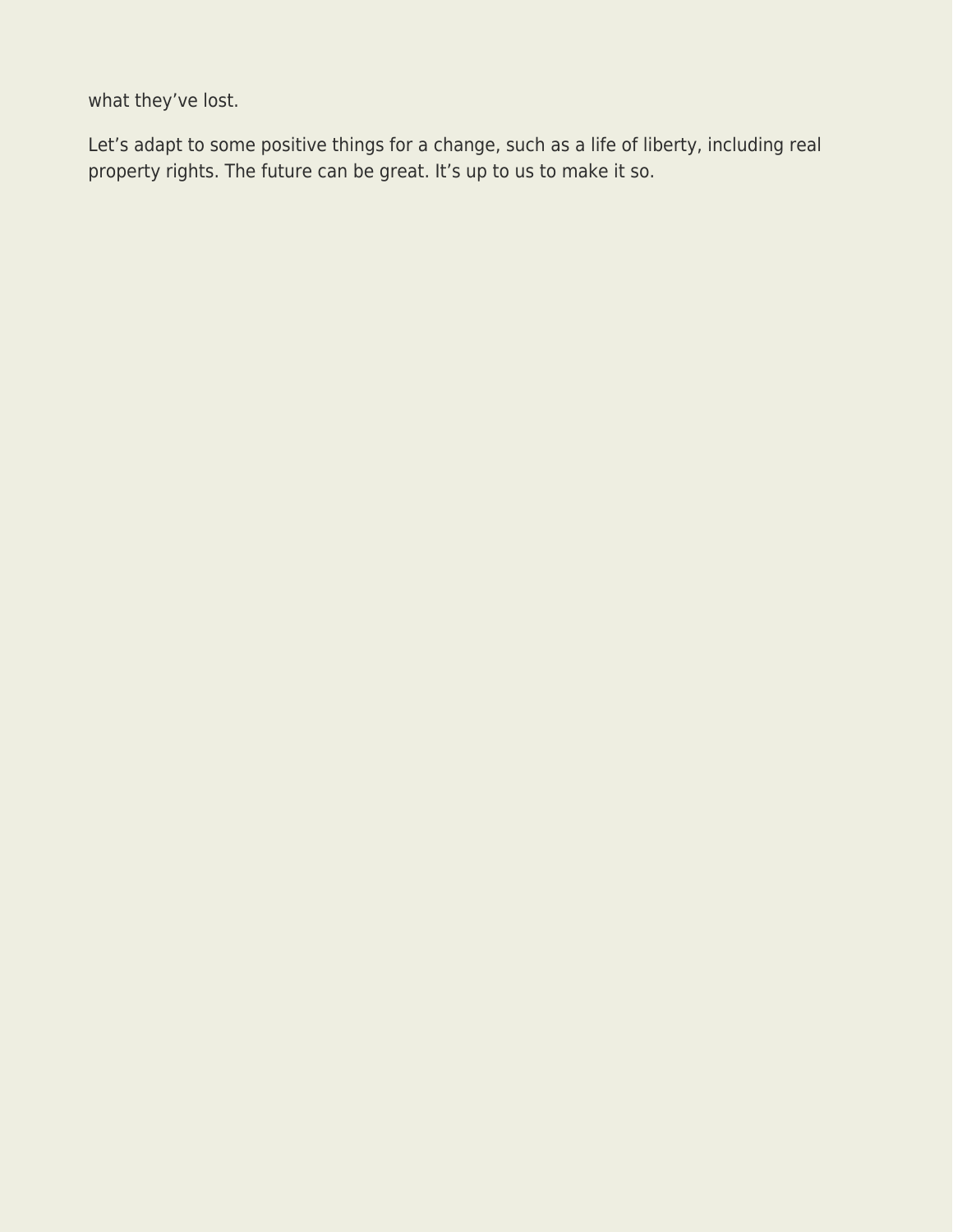what they’ve lost.

Let’s adapt to some positive things for a change, such as a life of liberty, including real property rights. The future can be great. It’s up to us to make it so.